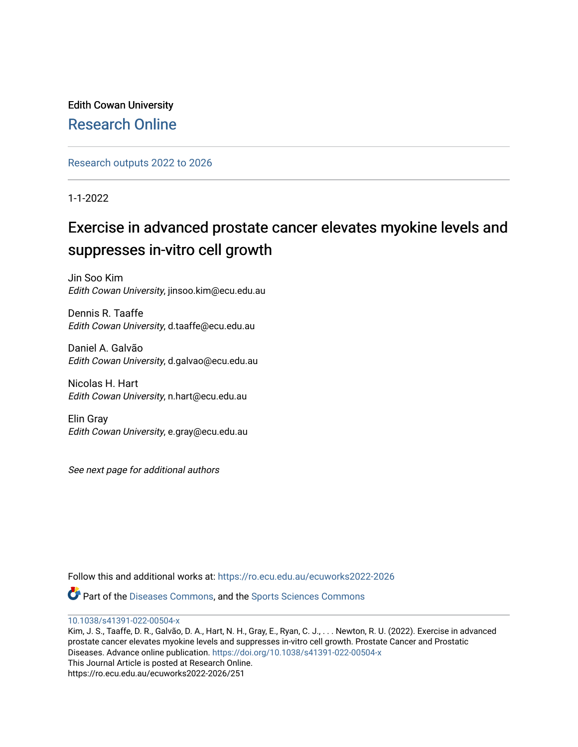Edith Cowan University

## Research Online

Research outputs 2022 to 2026

1-1-2022

# Exercise in advanced prostate cancer elevates myokine levels and suppresses in-vitro cell growth

Jin Soo Kim
*Edith Cowan University*, jinsoo.kim@ecu.edu.au

Dennis R. Taaffe
*Edith Cowan University*, d.taaffe@ecu.edu.au

Daniel A. Galvão
*Edith Cowan University*, d.galvao@ecu.edu.au

Nicolas H. Hart
*Edith Cowan University*, n.hart@ecu.edu.au

Elin Gray
*Edith Cowan University*, e.gray@ecu.edu.au

*See next page for additional authors*

Follow this and additional works at: https://ro.ecu.edu.au/ecuworks2022-2026

Part of the Diseases Commons, and the Sports Sciences Commons

10.1038/s41391-022-00504-x
Kim, J. S., Taaffe, D. R., Galvão, D. A., Hart, N. H., Gray, E., Ryan, C. J., . . . Newton, R. U. (2022). Exercise in advanced prostate cancer elevates myokine levels and suppresses in-vitro cell growth. Prostate Cancer and Prostatic Diseases. Advance online publication. https://doi.org/10.1038/s41391-022-00504-x
This Journal Article is posted at Research Online.
https://ro.ecu.edu.au/ecuworks2022-2026/251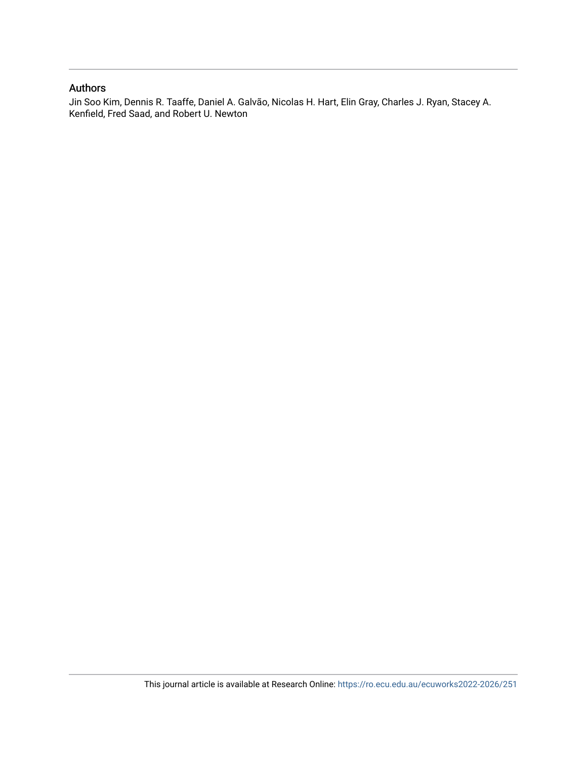## Authors

Jin Soo Kim, Dennis R. Taaffe, Daniel A. Galvão, Nicolas H. Hart, Elin Gray, Charles J. Ryan, Stacey A. Kenfield, Fred Saad, and Robert U. Newton

This journal article is available at Research Online: https://ro.ecu.edu.au/ecuworks2022-2026/251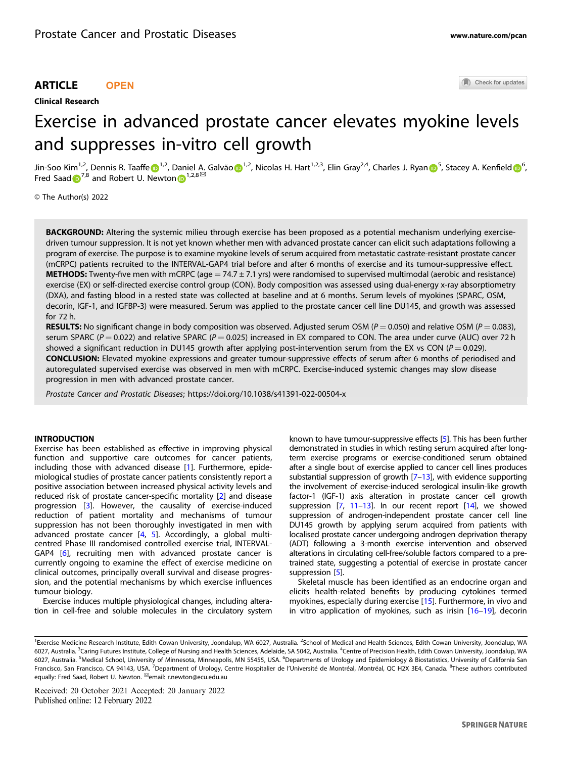ARTICLE **OPEN**

**Clinical Research**

# Exercise in advanced prostate cancer elevates myokine levels and suppresses in-vitro cell growth

Jin-Soo Kim[1,2], Dennis R. Taaffe[1,2], Daniel A. Galvão[1,2], Nicolas H. Hart[1,2,3], Elin Gray[2,4], Charles J. Ryan[5], Stacey A. Kenfield[6], Fred Saad[7,8] and Robert U. Newton[1,2,8]✉

© The Author(s) 2022

**BACKGROUND:** Altering the systemic milieu through exercise has been proposed as a potential mechanism underlying exercise-driven tumour suppression. It is not yet known whether men with advanced prostate cancer can elicit such adaptations following a program of exercise. The purpose is to examine myokine levels of serum acquired from metastatic castrate-resistant prostate cancer (mCRPC) patients recruited to the INTERVAL-GAP4 trial before and after 6 months of exercise and its tumour-suppressive effect.
**METHODS:** Twenty-five men with mCRPC (age = 74.7 ± 7.1 yrs) were randomised to supervised multimodal (aerobic and resistance) exercise (EX) or self-directed exercise control group (CON). Body composition was assessed using dual-energy x-ray absorptiometry (DXA), and fasting blood in a rested state was collected at baseline and at 6 months. Serum levels of myokines (SPARC, OSM, decorin, IGF-1, and IGFBP-3) were measured. Serum was applied to the prostate cancer cell line DU145, and growth was assessed for 72 h.
**RESULTS:** No significant change in body composition was observed. Adjusted serum OSM ($P = 0.050$) and relative OSM ($P = 0.083$), serum SPARC ($P = 0.022$) and relative SPARC ($P = 0.025$) increased in EX compared to CON. The area under curve (AUC) over 72 h showed a significant reduction in DU145 growth after applying post-intervention serum from the EX vs CON ($P = 0.029$).
**CONCLUSION:** Elevated myokine expressions and greater tumour-suppressive effects of serum after 6 months of periodised and autoregulated supervised exercise was observed in men with mCRPC. Exercise-induced systemic changes may slow disease progression in men with advanced prostate cancer.

*Prostate Cancer and Prostatic Diseases*; https://doi.org/10.1038/s41391-022-00504-x

## INTRODUCTION

Exercise has been established as effective in improving physical function and supportive care outcomes for cancer patients, including those with advanced disease [1]. Furthermore, epidemiological studies of prostate cancer patients consistently report a positive association between increased physical activity levels and reduced risk of prostate cancer-specific mortality [2] and disease progression [3]. However, the causality of exercise-induced reduction of patient mortality and mechanisms of tumour suppression has not been thoroughly investigated in men with advanced prostate cancer [4, 5]. Accordingly, a global multi-centred Phase III randomised controlled exercise trial, INTERVAL-GAP4 [6], recruiting men with advanced prostate cancer is currently ongoing to examine the effect of exercise medicine on clinical outcomes, principally overall survival and disease progression, and the potential mechanisms by which exercise influences tumour biology.

Exercise induces multiple physiological changes, including alteration in cell-free and soluble molecules in the circulatory system known to have tumour-suppressive effects [5]. This has been further demonstrated in studies in which resting serum acquired after long-term exercise programs or exercise-conditioned serum obtained after a single bout of exercise applied to cancer cell lines produces substantial suppression of growth [7–13], with evidence supporting the involvement of exercise-induced serological insulin-like growth factor-1 (IGF-1) axis alteration in prostate cancer cell growth suppression [7, 11–13]. In our recent report [14], we showed suppression of androgen-independent prostate cancer cell line DU145 growth by applying serum acquired from patients with localised prostate cancer undergoing androgen deprivation therapy (ADT) following a 3-month exercise intervention and observed alterations in circulating cell-free/soluble factors compared to a pre-trained state, suggesting a potential of exercise in prostate cancer suppression [5].

Skeletal muscle has been identified as an endocrine organ and elicits health-related benefits by producing cytokines termed myokines, especially during exercise [15]. Furthermore, in vivo and in vitro application of myokines, such as irisin [16–19], decorin

[1]Exercise Medicine Research Institute, Edith Cowan University, Joondalup, WA 6027, Australia. [2]School of Medical and Health Sciences, Edith Cowan University, Joondalup, WA 6027, Australia. [3]Caring Futures Institute, College of Nursing and Health Sciences, Adelaide, SA 5042, Australia. [4]Centre of Precision Health, Edith Cowan University, Joondalup, WA 6027, Australia. [5]Medical School, University of Minnesota, Minneapolis, MN 55455, USA. [6]Departments of Urology and Epidemiology & Biostatistics, University of California San Francisco, San Francisco, CA 94143, USA. [7]Department of Urology, Centre Hospitalier de l'Université de Montréal, Montréal, QC H2X 3E4, Canada. [8]These authors contributed equally: Fred Saad, Robert U. Newton. ✉email: r.newton@ecu.edu.au

Received: 20 October 2021 Accepted: 20 January 2022
Published online: 12 February 2022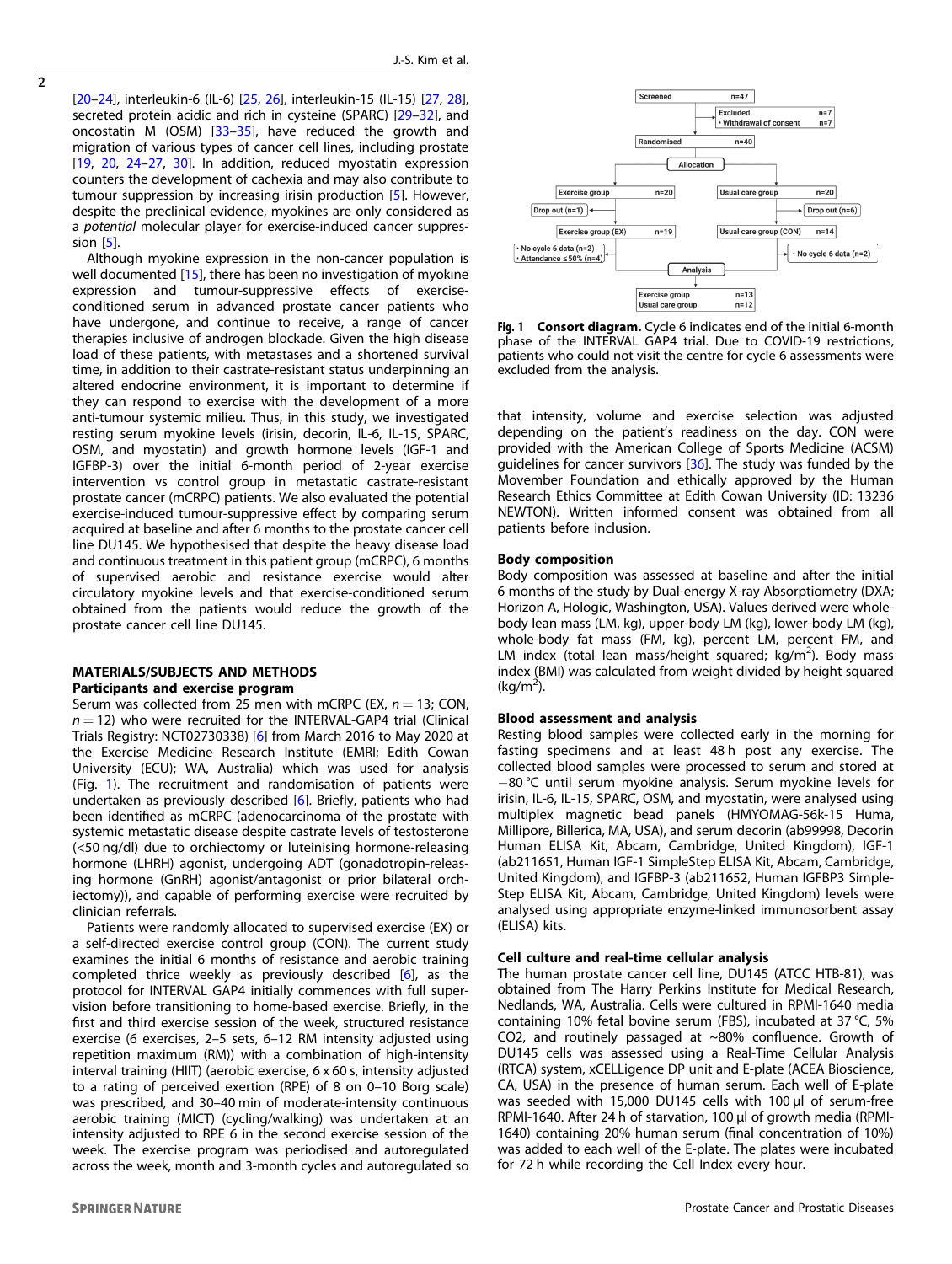[20–24], interleukin-6 (IL-6) [25, 26], interleukin-15 (IL-15) [27, 28], secreted protein acidic and rich in cysteine (SPARC) [29–32], and oncostatin M (OSM) [33–35], have reduced the growth and migration of various types of cancer cell lines, including prostate [19, 20, 24–27, 30]. In addition, reduced myostatin expression counters the development of cachexia and may also contribute to tumour suppression by increasing irisin production [5]. However, despite the preclinical evidence, myokines are only considered as a *potential* molecular player for exercise-induced cancer suppression [5].

Although myokine expression in the non-cancer population is well documented [15], there has been no investigation of myokine expression and tumour-suppressive effects of exercise-conditioned serum in advanced prostate cancer patients who have undergone, and continue to receive, a range of cancer therapies inclusive of androgen blockade. Given the high disease load of these patients, with metastases and a shortened survival time, in addition to their castrate-resistant status underpinning an altered endocrine environment, it is important to determine if they can respond to exercise with the development of a more anti-tumour systemic milieu. Thus, in this study, we investigated resting serum myokine levels (irisin, decorin, IL-6, IL-15, SPARC, OSM, and myostatin) and growth hormone levels (IGF-1 and IGFBP-3) over the initial 6-month period of 2-year exercise intervention vs control group in metastatic castrate-resistant prostate cancer (mCRPC) patients. We also evaluated the potential exercise-induced tumour-suppressive effect by comparing serum acquired at baseline and after 6 months to the prostate cancer cell line DU145. We hypothesised that despite the heavy disease load and continuous treatment in this patient group (mCRPC), 6 months of supervised aerobic and resistance exercise would alter circulatory myokine levels and that exercise-conditioned serum obtained from the patients would reduce the growth of the prostate cancer cell line DU145.

## MATERIALS/SUBJECTS AND METHODS

### Participants and exercise program

Serum was collected from 25 men with mCRPC (EX, $n = 13$; CON, $n = 12$) who were recruited for the INTERVAL-GAP4 trial (Clinical Trials Registry: NCT02730338) [6] from March 2016 to May 2020 at the Exercise Medicine Research Institute (EMRI; Edith Cowan University (ECU); WA, Australia) which was used for analysis (Fig. 1). The recruitment and randomisation of patients were undertaken as previously described [6]. Briefly, patients who had been identified as mCRPC (adenocarcinoma of the prostate with systemic metastatic disease despite castrate levels of testosterone (<50 ng/dl) due to orchiectomy or luteinising hormone-releasing hormone (LHRH) agonist, undergoing ADT (gonadotropin-releasing hormone (GnRH) agonist/antagonist or prior bilateral orchiectomy)), and capable of performing exercise were recruited by clinician referrals.

Patients were randomly allocated to supervised exercise (EX) or a self-directed exercise control group (CON). The current study examines the initial 6 months of resistance and aerobic training completed thrice weekly as previously described [6], as the protocol for INTERVAL GAP4 initially commences with full supervision before transitioning to home-based exercise. Briefly, in the first and third exercise session of the week, structured resistance exercise (6 exercises, 2–5 sets, 6–12 RM intensity adjusted using repetition maximum (RM)) with a combination of high-intensity interval training (HIIT) (aerobic exercise, 6 x 60 s, intensity adjusted to a rating of perceived exertion (RPE) of 8 on 0–10 Borg scale) was prescribed, and 30–40 min of moderate-intensity continuous aerobic training (MICT) (cycling/walking) was undertaken at an intensity adjusted to RPE 6 in the second exercise session of the week. The exercise program was periodised and autoregulated across the week, month and 3-month cycles and autoregulated so that intensity, volume and exercise selection was adjusted depending on the patient's readiness on the day. CON were provided with the American College of Sports Medicine (ACSM) guidelines for cancer survivors [36]. The study was funded by the Movember Foundation and ethically approved by the Human Research Ethics Committee at Edith Cowan University (ID: 13236 NEWTON). Written informed consent was obtained from all patients before inclusion.

Screened n=47
Excluded n=7 • Withdrawal of consent n=7
Randomised n=40
Allocation
Exercise group n=20 | Usual care group n=20
Drop out (n=1) | Drop out (n=6)
Exercise group (EX) n=19 | Usual care group (CON) n=14
• No cycle 6 data (n=2) • Attendance ≤50% (n=4) | • No cycle 6 data (n=2)
Analysis
Exercise group n=13
Usual care group n=12

**Fig. 1 Consort diagram.** Cycle 6 indicates end of the initial 6-month phase of the INTERVAL GAP4 trial. Due to COVID-19 restrictions, patients who could not visit the centre for cycle 6 assessments were excluded from the analysis.

### Body composition

Body composition was assessed at baseline and after the initial 6 months of the study by Dual-energy X-ray Absorptiometry (DXA; Horizon A, Hologic, Washington, USA). Values derived were whole-body lean mass (LM, kg), upper-body LM (kg), lower-body LM (kg), whole-body fat mass (FM, kg), percent LM, percent FM, and LM index (total lean mass/height squared; $kg/m^2$). Body mass index (BMI) was calculated from weight divided by height squared ($kg/m^2$).

### Blood assessment and analysis

Resting blood samples were collected early in the morning for fasting specimens and at least 48 h post any exercise. The collected blood samples were processed to serum and stored at −80 °C until serum myokine analysis. Serum myokine levels for irisin, IL-6, IL-15, SPARC, OSM, and myostatin, were analysed using multiplex magnetic bead panels (HMYOMAG-56k-15 Huma, Millipore, Billerica, MA, USA), and serum decorin (ab99998, Decorin Human ELISA Kit, Abcam, Cambridge, United Kingdom), IGF-1 (ab211651, Human IGF-1 SimpleStep ELISA Kit, Abcam, Cambridge, United Kingdom), and IGFBP-3 (ab211652, Human IGFBP3 SimpleStep ELISA Kit, Abcam, Cambridge, United Kingdom) levels were analysed using appropriate enzyme-linked immunosorbent assay (ELISA) kits.

### Cell culture and real-time cellular analysis

The human prostate cancer cell line, DU145 (ATCC HTB-81), was obtained from The Harry Perkins Institute for Medical Research, Nedlands, WA, Australia. Cells were cultured in RPMI-1640 media containing 10% fetal bovine serum (FBS), incubated at 37 °C, 5% $CO_2$, and routinely passaged at ~80% confluence. Growth of DU145 cells was assessed using a Real-Time Cellular Analysis (RTCA) system, xCELLigence DP unit and E-plate (ACEA Bioscience, CA, USA) in the presence of human serum. Each well of E-plate was seeded with 15,000 DU145 cells with 100 µl of serum-free RPMI-1640. After 24 h of starvation, 100 µl of growth media (RPMI-1640) containing 20% human serum (final concentration of 10%) was added to each well of the E-plate. The plates were incubated for 72 h while recording the Cell Index every hour.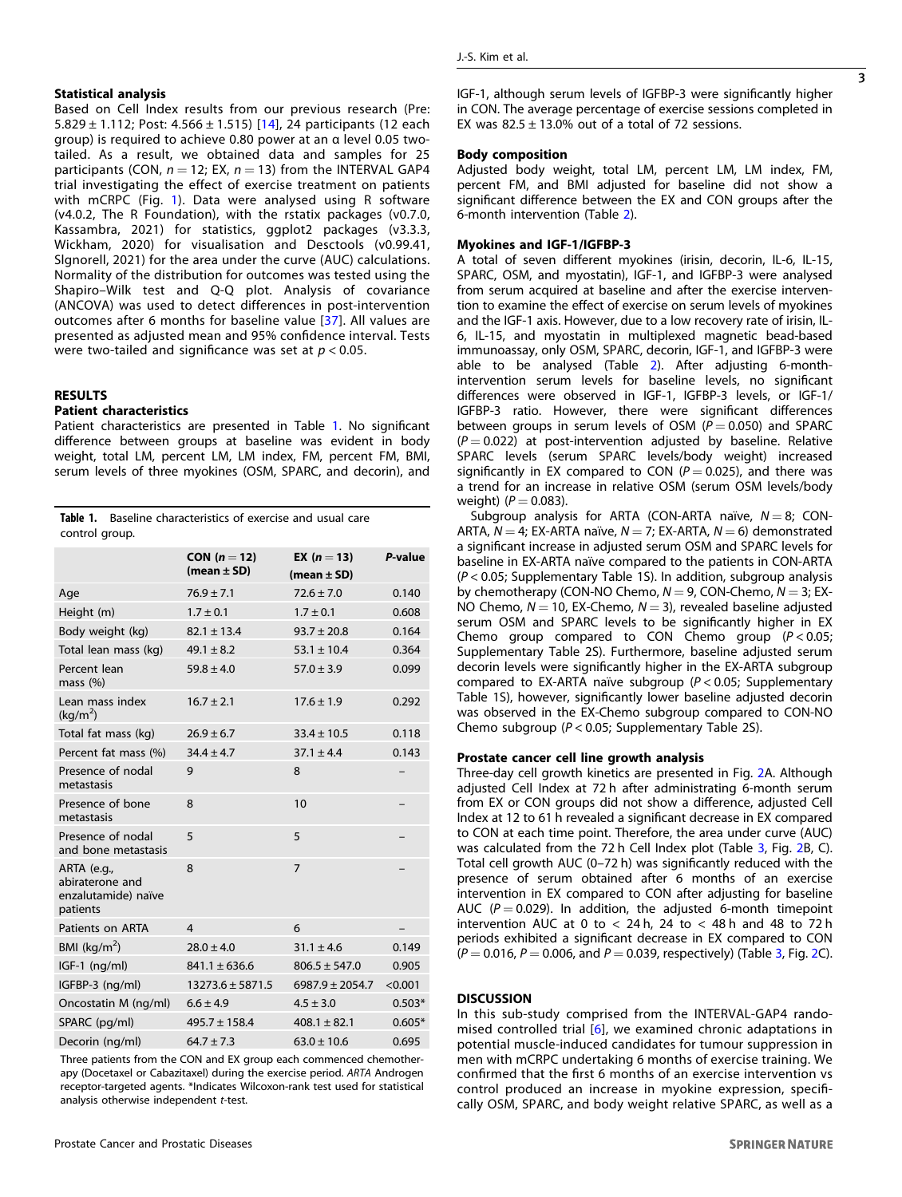### Statistical analysis

Based on Cell Index results from our previous research (Pre: 5.829 ± 1.112; Post: 4.566 ± 1.515) [14], 24 participants (12 each group) is required to achieve 0.80 power at an α level 0.05 two-tailed. As a result, we obtained data and samples for 25 participants (CON, $n = 12$; EX, $n = 13$) from the INTERVAL GAP4 trial investigating the effect of exercise treatment on patients with mCRPC (Fig. 1). Data were analysed using R software (v4.0.2, The R Foundation), with the rstatix packages (v0.7.0, Kassambra, 2021) for statistics, ggplot2 packages (v3.3.3, Wickham, 2020) for visualisation and Desctools (v0.99.41, Slgnorell, 2021) for the area under the curve (AUC) calculations. Normality of the distribution for outcomes was tested using the Shapiro–Wilk test and Q-Q plot. Analysis of covariance (ANCOVA) was used to detect differences in post-intervention outcomes after 6 months for baseline value [37]. All values are presented as adjusted mean and 95% confidence interval. Tests were two-tailed and significance was set at $p < 0.05$.

## RESULTS

### Patient characteristics

Patient characteristics are presented in Table 1. No significant difference between groups at baseline was evident in body weight, total LM, percent LM, LM index, FM, percent FM, BMI, serum levels of three myokines (OSM, SPARC, and decorin), and IGF-1, although serum levels of IGFBP-3 were significantly higher in CON. The average percentage of exercise sessions completed in EX was 82.5 ± 13.0% out of a total of 72 sessions.

**Table 1.** Baseline characteristics of exercise and usual care control group.

| | CON ($n = 12$) (mean ± SD) | EX ($n = 13$) (mean ± SD) | *P*-value |
|---|---|---|---|
| Age | 76.9 ± 7.1 | 72.6 ± 7.0 | 0.140 |
| Height (m) | 1.7 ± 0.1 | 1.7 ± 0.1 | 0.608 |
| Body weight (kg) | 82.1 ± 13.4 | 93.7 ± 20.8 | 0.164 |
| Total lean mass (kg) | 49.1 ± 8.2 | 53.1 ± 10.4 | 0.364 |
| Percent lean mass (%) | 59.8 ± 4.0 | 57.0 ± 3.9 | 0.099 |
| Lean mass index (kg/m$^2$) | 16.7 ± 2.1 | 17.6 ± 1.9 | 0.292 |
| Total fat mass (kg) | 26.9 ± 6.7 | 33.4 ± 10.5 | 0.118 |
| Percent fat mass (%) | 34.4 ± 4.7 | 37.1 ± 4.4 | 0.143 |
| Presence of nodal metastasis | 9 | 8 | – |
| Presence of bone metastasis | 8 | 10 | – |
| Presence of nodal and bone metastasis | 5 | 5 | – |
| ARTA (e.g., abiraterone and enzalutamide) naïve patients | 8 | 7 | – |
| Patients on ARTA | 4 | 6 | – |
| BMI (kg/m$^2$) | 28.0 ± 4.0 | 31.1 ± 4.6 | 0.149 |
| IGF-1 (ng/ml) | 841.1 ± 636.6 | 806.5 ± 547.0 | 0.905 |
| IGFBP-3 (ng/ml) | 13273.6 ± 5871.5 | 6987.9 ± 2054.7 | <0.001 |
| Oncostatin M (ng/ml) | 6.6 ± 4.9 | 4.5 ± 3.0 | 0.503* |
| SPARC (pg/ml) | 495.7 ± 158.4 | 408.1 ± 82.1 | 0.605* |
| Decorin (ng/ml) | 64.7 ± 7.3 | 63.0 ± 10.6 | 0.695 |

Three patients from the CON and EX group each commenced chemotherapy (Docetaxel or Cabazitaxel) during the exercise period. *ARTA* Androgen receptor-targeted agents. *Indicates Wilcoxon-rank test used for statistical analysis otherwise independent *t*-test.

### Body composition

Adjusted body weight, total LM, percent LM, LM index, FM, percent FM, and BMI adjusted for baseline did not show a significant difference between the EX and CON groups after the 6-month intervention (Table 2).

### Myokines and IGF-1/IGFBP-3

A total of seven different myokines (irisin, decorin, IL-6, IL-15, SPARC, OSM, and myostatin), IGF-1, and IGFBP-3 were analysed from serum acquired at baseline and after the exercise intervention to examine the effect of exercise on serum levels of myokines and the IGF-1 axis. However, due to a low recovery rate of irisin, IL-6, IL-15, and myostatin in multiplexed magnetic bead-based immunoassay, only OSM, SPARC, decorin, IGF-1, and IGFBP-3 were able to be analysed (Table 2). After adjusting 6-month-intervention serum levels for baseline levels, no significant differences were observed in IGF-1, IGFBP-3 levels, or IGF-1/IGFBP-3 ratio. However, there were significant differences between groups in serum levels of OSM ($P = 0.050$) and SPARC ($P = 0.022$) at post-intervention adjusted by baseline. Relative SPARC levels (serum SPARC levels/body weight) increased significantly in EX compared to CON ($P = 0.025$), and there was a trend for an increase in relative OSM (serum OSM levels/body weight) ($P = 0.083$).

Subgroup analysis for ARTA (CON-ARTA naïve, $N = 8$; CON-ARTA, $N = 4$; EX-ARTA naïve, $N = 7$; EX-ARTA, $N = 6$) demonstrated a significant increase in adjusted serum OSM and SPARC levels for baseline in EX-ARTA naïve compared to the patients in CON-ARTA ($P < 0.05$; Supplementary Table 1S). In addition, subgroup analysis by chemotherapy (CON-NO Chemo, $N = 9$, CON-Chemo, $N = 3$; EX-NO Chemo, $N = 10$, EX-Chemo, $N = 3$), revealed baseline adjusted serum OSM and SPARC levels to be significantly higher in EX Chemo group compared to CON Chemo group ($P < 0.05$; Supplementary Table 2S). Furthermore, baseline adjusted serum decorin levels were significantly higher in the EX-ARTA subgroup compared to EX-ARTA naïve subgroup ($P < 0.05$; Supplementary Table 1S), however, significantly lower baseline adjusted decorin was observed in the EX-Chemo subgroup compared to CON-NO Chemo subgroup ($P < 0.05$; Supplementary Table 2S).

### Prostate cancer cell line growth analysis

Three-day cell growth kinetics are presented in Fig. 2A. Although adjusted Cell Index at 72 h after administrating 6-month serum from EX or CON groups did not show a difference, adjusted Cell Index at 12 to 61 h revealed a significant decrease in EX compared to CON at each time point. Therefore, the area under curve (AUC) was calculated from the 72 h Cell Index plot (Table 3, Fig. 2B, C). Total cell growth AUC (0–72 h) was significantly reduced with the presence of serum obtained after 6 months of an exercise intervention in EX compared to CON after adjusting for baseline AUC ($P = 0.029$). In addition, the adjusted 6-month timepoint intervention AUC at 0 to < 24 h, 24 to < 48 h and 48 to 72 h periods exhibited a significant decrease in EX compared to CON ($P = 0.016$, $P = 0.006$, and $P = 0.039$, respectively) (Table 3, Fig. 2C).

## DISCUSSION

In this sub-study comprised from the INTERVAL-GAP4 randomised controlled trial [6], we examined chronic adaptations in potential muscle-induced candidates for tumour suppression in men with mCRPC undertaking 6 months of exercise training. We confirmed that the first 6 months of an exercise intervention vs control produced an increase in myokine expression, specifically OSM, SPARC, and body weight relative SPARC, as well as a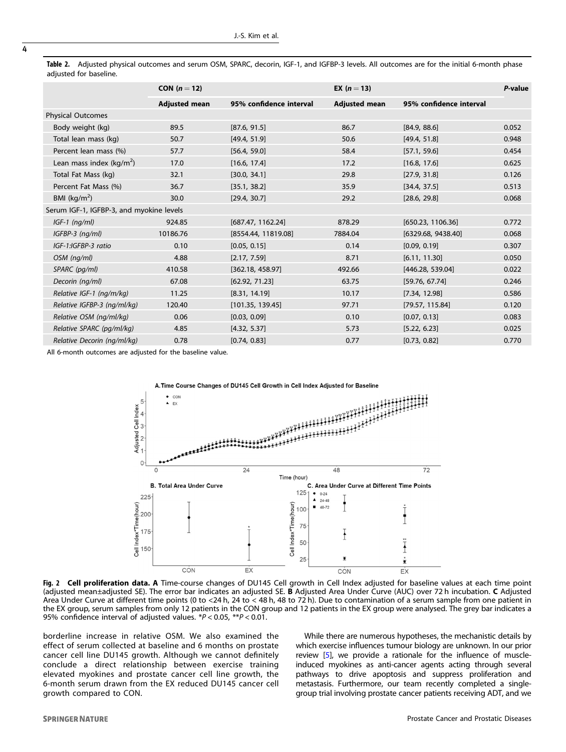**Table 2.** Adjusted physical outcomes and serum OSM, SPARC, decorin, IGF-1, and IGFBP-3 levels. All outcomes are for the initial 6-month phase adjusted for baseline.

| | CON ($n = 12$) | | EX ($n = 13$) | | *P*-value |
|---|---|---|---|---|---|
| | **Adjusted mean** | **95% confidence interval** | **Adjusted mean** | **95% confidence interval** | |
| Physical Outcomes | | | | | |
| Body weight (kg) | 89.5 | [87.6, 91.5] | 86.7 | [84.9, 88.6] | 0.052 |
| Total lean mass (kg) | 50.7 | [49.4, 51.9] | 50.6 | [49.4, 51.8] | 0.948 |
| Percent lean mass (%) | 57.7 | [56.4, 59.0] | 58.4 | [57.1, 59.6] | 0.454 |
| Lean mass index (kg/m$^2$) | 17.0 | [16.6, 17.4] | 17.2 | [16.8, 17.6] | 0.625 |
| Total Fat Mass (kg) | 32.1 | [30.0, 34.1] | 29.8 | [27.9, 31.8] | 0.126 |
| Percent Fat Mass (%) | 36.7 | [35.1, 38.2] | 35.9 | [34.4, 37.5] | 0.513 |
| BMI (kg/m$^2$) | 30.0 | [29.4, 30.7] | 29.2 | [28.6, 29.8] | 0.068 |
| Serum IGF-1, IGFBP-3, and myokine levels | | | | | |
| *IGF-1 (ng/ml)* | 924.85 | [687.47, 1162.24] | 878.29 | [650.23, 1106.36] | 0.772 |
| *IGFBP-3 (ng/ml)* | 10186.76 | [8554.44, 11819.08] | 7884.04 | [6329.68, 9438.40] | 0.068 |
| *IGF-1:IGFBP-3 ratio* | 0.10 | [0.05, 0.15] | 0.14 | [0.09, 0.19] | 0.307 |
| *OSM (ng/ml)* | 4.88 | [2.17, 7.59] | 8.71 | [6.11, 11.30] | 0.050 |
| *SPARC (pg/ml)* | 410.58 | [362.18, 458.97] | 492.66 | [446.28, 539.04] | 0.022 |
| *Decorin (ng/ml)* | 67.08 | [62.92, 71.23] | 63.75 | [59.76, 67.74] | 0.246 |
| *Relative IGF-1 (ng/m/kg)* | 11.25 | [8.31, 14.19] | 10.17 | [7.34, 12.98] | 0.586 |
| *Relative IGFBP-3 (ng/ml/kg)* | 120.40 | [101.35, 139.45] | 97.71 | [79.57, 115.84] | 0.120 |
| *Relative OSM (ng/ml/kg)* | 0.06 | [0.03, 0.09] | 0.10 | [0.07, 0.13] | 0.083 |
| *Relative SPARC (pg/ml/kg)* | 4.85 | [4.32, 5.37] | 5.73 | [5.22, 6.23] | 0.025 |
| *Relative Decorin (ng/ml/kg)* | 0.78 | [0.74, 0.83] | 0.77 | [0.73, 0.82] | 0.770 |

All 6-month outcomes are adjusted for the baseline value.

**Fig. 2 Cell proliferation data. A** Time-course changes of DU145 Cell growth in Cell Index adjusted for baseline values at each time point (adjusted mean±adjusted SE). The error bar indicates an adjusted SE. **B** Adjusted Area Under Curve (AUC) over 72 h incubation. **C** Adjusted Area Under Curve at different time points (0 to <24 h, 24 to < 48 h, 48 to 72 h). Due to contamination of a serum sample from one patient in the EX group, serum samples from only 12 patients in the CON group and 12 patients in the EX group were analysed. The grey bar indicates a 95% confidence interval of adjusted values. *$P < 0.05$, **$P < 0.01$.

borderline increase in relative OSM. We also examined the effect of serum collected at baseline and 6 months on prostate cancer cell line DU145 growth. Although we cannot definitely conclude a direct relationship between exercise training elevated myokines and prostate cancer cell line growth, the 6-month serum drawn from the EX reduced DU145 cancer cell growth compared to CON.

While there are numerous hypotheses, the mechanistic details by which exercise influences tumour biology are unknown. In our prior review [5], we provide a rationale for the influence of muscle-induced myokines as anti-cancer agents acting through several pathways to drive apoptosis and suppress proliferation and metastasis. Furthermore, our team recently completed a single-group trial involving prostate cancer patients receiving ADT, and we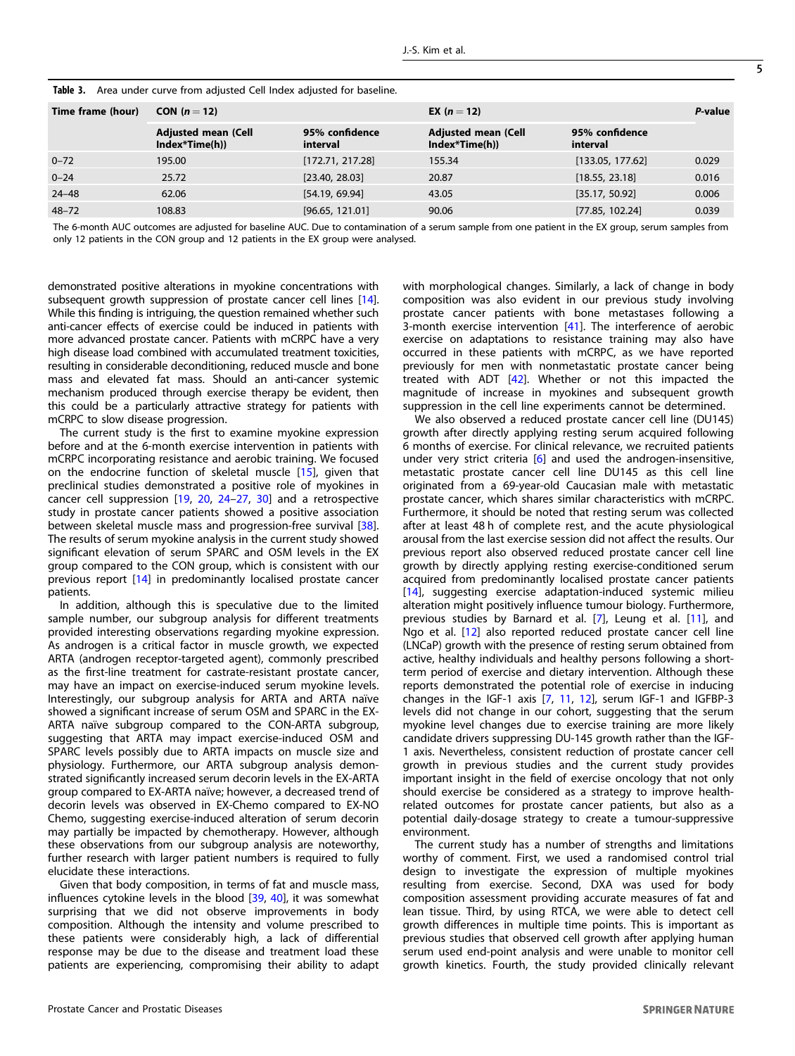**Table 3.** Area under curve from adjusted Cell Index adjusted for baseline.

| Time frame (hour) | CON (n = 12) | | EX (n = 12) | | P-value |
|---|---|---|---|---|---|
| | Adjusted mean (Cell Index*Time(h)) | 95% confidence interval | Adjusted mean (Cell Index*Time(h)) | 95% confidence interval | |
| 0–72 | 195.00 | [172.71, 217.28] | 155.34 | [133.05, 177.62] | 0.029 |
| 0–24 | 25.72 | [23.40, 28.03] | 20.87 | [18.55, 23.18] | 0.016 |
| 24–48 | 62.06 | [54.19, 69.94] | 43.05 | [35.17, 50.92] | 0.006 |
| 48–72 | 108.83 | [96.65, 121.01] | 90.06 | [77.85, 102.24] | 0.039 |

The 6-month AUC outcomes are adjusted for baseline AUC. Due to contamination of a serum sample from one patient in the EX group, serum samples from only 12 patients in the CON group and 12 patients in the EX group were analysed.

demonstrated positive alterations in myokine concentrations with subsequent growth suppression of prostate cancer cell lines [14]. While this finding is intriguing, the question remained whether such anti-cancer effects of exercise could be induced in patients with more advanced prostate cancer. Patients with mCRPC have a very high disease load combined with accumulated treatment toxicities, resulting in considerable deconditioning, reduced muscle and bone mass and elevated fat mass. Should an anti-cancer systemic mechanism produced through exercise therapy be evident, then this could be a particularly attractive strategy for patients with mCRPC to slow disease progression.

The current study is the first to examine myokine expression before and at the 6-month exercise intervention in patients with mCRPC incorporating resistance and aerobic training. We focused on the endocrine function of skeletal muscle [15], given that preclinical studies demonstrated a positive role of myokines in cancer cell suppression [19, 20, 24–27, 30] and a retrospective study in prostate cancer patients showed a positive association between skeletal muscle mass and progression-free survival [38]. The results of serum myokine analysis in the current study showed significant elevation of serum SPARC and OSM levels in the EX group compared to the CON group, which is consistent with our previous report [14] in predominantly localised prostate cancer patients.

In addition, although this is speculative due to the limited sample number, our subgroup analysis for different treatments provided interesting observations regarding myokine expression. As androgen is a critical factor in muscle growth, we expected ARTA (androgen receptor-targeted agent), commonly prescribed as the first-line treatment for castrate-resistant prostate cancer, may have an impact on exercise-induced serum myokine levels. Interestingly, our subgroup analysis for ARTA and ARTA naïve showed a significant increase of serum OSM and SPARC in the EX-ARTA naïve subgroup compared to the CON-ARTA subgroup, suggesting that ARTA may impact exercise-induced OSM and SPARC levels possibly due to ARTA impacts on muscle size and physiology. Furthermore, our ARTA subgroup analysis demonstrated significantly increased serum decorin levels in the EX-ARTA group compared to EX-ARTA naïve; however, a decreased trend of decorin levels was observed in EX-Chemo compared to EX-NO Chemo, suggesting exercise-induced alteration of serum decorin may partially be impacted by chemotherapy. However, although these observations from our subgroup analysis are noteworthy, further research with larger patient numbers is required to fully elucidate these interactions.

Given that body composition, in terms of fat and muscle mass, influences cytokine levels in the blood [39, 40], it was somewhat surprising that we did not observe improvements in body composition. Although the intensity and volume prescribed to these patients were considerably high, a lack of differential response may be due to the disease and treatment load these patients are experiencing, compromising their ability to adapt with morphological changes. Similarly, a lack of change in body composition was also evident in our previous study involving prostate cancer patients with bone metastases following a 3-month exercise intervention [41]. The interference of aerobic exercise on adaptations to resistance training may also have occurred in these patients with mCRPC, as we have reported previously for men with nonmetastatic prostate cancer being treated with ADT [42]. Whether or not this impacted the magnitude of increase in myokines and subsequent growth suppression in the cell line experiments cannot be determined.

We also observed a reduced prostate cancer cell line (DU145) growth after directly applying resting serum acquired following 6 months of exercise. For clinical relevance, we recruited patients under very strict criteria [6] and used the androgen-insensitive, metastatic prostate cancer cell line DU145 as this cell line originated from a 69-year-old Caucasian male with metastatic prostate cancer, which shares similar characteristics with mCRPC. Furthermore, it should be noted that resting serum was collected after at least 48 h of complete rest, and the acute physiological arousal from the last exercise session did not affect the results. Our previous report also observed reduced prostate cancer cell line growth by directly applying resting exercise-conditioned serum acquired from predominantly localised prostate cancer patients [14], suggesting exercise adaptation-induced systemic milieu alteration might positively influence tumour biology. Furthermore, previous studies by Barnard et al. [7], Leung et al. [11], and Ngo et al. [12] also reported reduced prostate cancer cell line (LNCaP) growth with the presence of resting serum obtained from active, healthy individuals and healthy persons following a short-term period of exercise and dietary intervention. Although these reports demonstrated the potential role of exercise in inducing changes in the IGF-1 axis [7, 11, 12], serum IGF-1 and IGFBP-3 levels did not change in our cohort, suggesting that the serum myokine level changes due to exercise training are more likely candidate drivers suppressing DU-145 growth rather than the IGF-1 axis. Nevertheless, consistent reduction of prostate cancer cell growth in previous studies and the current study provides important insight in the field of exercise oncology that not only should exercise be considered as a strategy to improve health-related outcomes for prostate cancer patients, but also as a potential daily-dosage strategy to create a tumour-suppressive environment.

The current study has a number of strengths and limitations worthy of comment. First, we used a randomised control trial design to investigate the expression of multiple myokines resulting from exercise. Second, DXA was used for body composition assessment providing accurate measures of fat and lean tissue. Third, by using RTCA, we were able to detect cell growth differences in multiple time points. This is important as previous studies that observed cell growth after applying human serum used end-point analysis and were unable to monitor cell growth kinetics. Fourth, the study provided clinically relevant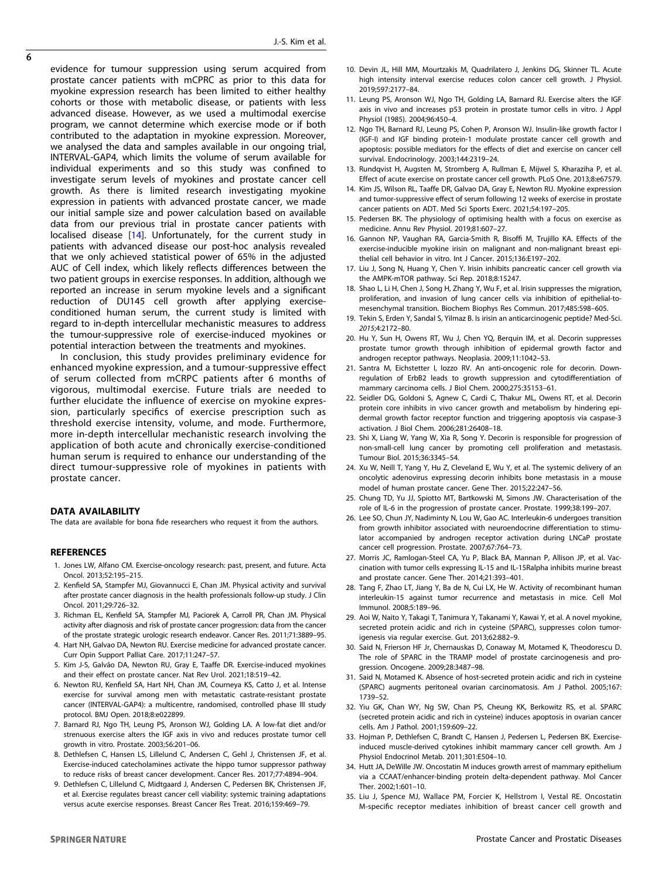evidence for tumour suppression using serum acquired from prostate cancer patients with mCPRC as prior to this data for myokine expression research has been limited to either healthy cohorts or those with metabolic disease, or patients with less advanced disease. However, as we used a multimodal exercise program, we cannot determine which exercise mode or if both contributed to the adaptation in myokine expression. Moreover, we analysed the data and samples available in our ongoing trial, INTERVAL-GAP4, which limits the volume of serum available for individual experiments and so this study was confined to investigate serum levels of myokines and prostate cancer cell growth. As there is limited research investigating myokine expression in patients with advanced prostate cancer, we made our initial sample size and power calculation based on available data from our previous trial in prostate cancer patients with localised disease [14]. Unfortunately, for the current study in patients with advanced disease our post-hoc analysis revealed that we only achieved statistical power of 65% in the adjusted AUC of Cell index, which likely reflects differences between the two patient groups in exercise responses. In addition, although we reported an increase in serum myokine levels and a significant reduction of DU145 cell growth after applying exercise-conditioned human serum, the current study is limited with regard to in-depth intercellular mechanistic measures to address the tumour-suppressive role of exercise-induced myokines or potential interaction between the treatments and myokines.

In conclusion, this study provides preliminary evidence for enhanced myokine expression, and a tumour-suppressive effect of serum collected from mCRPC patients after 6 months of vigorous, multimodal exercise. Future trials are needed to further elucidate the influence of exercise on myokine expression, particularly specifics of exercise prescription such as threshold exercise intensity, volume, and mode. Furthermore, more in-depth intercellular mechanistic research involving the application of both acute and chronically exercise-conditioned human serum is required to enhance our understanding of the direct tumour-suppressive role of myokines in patients with prostate cancer.

## DATA AVAILABILITY

The data are available for bona fide researchers who request it from the authors.

## REFERENCES

1. Jones LW, Alfano CM. Exercise-oncology research: past, present, and future. Acta Oncol. 2013;52:195–215.
2. Kenfield SA, Stampfer MJ, Giovannucci E, Chan JM. Physical activity and survival after prostate cancer diagnosis in the health professionals follow-up study. J Clin Oncol. 2011;29:726–32.
3. Richman EL, Kenfield SA, Stampfer MJ, Paciorek A, Carroll PR, Chan JM. Physical activity after diagnosis and risk of prostate cancer progression: data from the cancer of the prostate strategic urologic research endeavor. Cancer Res. 2011;71:3889–95.
4. Hart NH, Galvao DA, Newton RU. Exercise medicine for advanced prostate cancer. Curr Opin Support Palliat Care. 2017;11:247–57.
5. Kim J-S, Galvão DA, Newton RU, Gray E, Taaffe DR. Exercise-induced myokines and their effect on prostate cancer. Nat Rev Urol. 2021;18:519–42.
6. Newton RU, Kenfield SA, Hart NH, Chan JM, Courneya KS, Catto J, et al. Intense exercise for survival among men with metastatic castrate-resistant prostate cancer (INTERVAL-GAP4): a multicentre, randomised, controlled phase III study protocol. BMJ Open. 2018;8:e022899.
7. Barnard RJ, Ngo TH, Leung PS, Aronson WJ, Golding LA. A low-fat diet and/or strenuous exercise alters the IGF axis in vivo and reduces prostate tumor cell growth in vitro. Prostate. 2003;56:201–06.
8. Dethlefsen C, Hansen LS, Lillelund C, Andersen C, Gehl J, Christensen JF, et al. Exercise-induced catecholamines activate the hippo tumor suppressor pathway to reduce risks of breast cancer development. Cancer Res. 2017;77:4894–904.
9. Dethlefsen C, Lillelund C, Midtgaard J, Andersen C, Pedersen BK, Christensen JF, et al. Exercise regulates breast cancer cell viability: systemic training adaptations versus acute exercise responses. Breast Cancer Res Treat. 2016;159:469–79.
10. Devin JL, Hill MM, Mourtzakis M, Quadrilatero J, Jenkins DG, Skinner TL. Acute high intensity interval exercise reduces colon cancer cell growth. J Physiol. 2019;597:2177–84.
11. Leung PS, Aronson WJ, Ngo TH, Golding LA, Barnard RJ. Exercise alters the IGF axis in vivo and increases p53 protein in prostate tumor cells in vitro. J Appl Physiol (1985). 2004;96:450–4.
12. Ngo TH, Barnard RJ, Leung PS, Cohen P, Aronson WJ. Insulin-like growth factor I (IGF-I) and IGF binding protein-1 modulate prostate cancer cell growth and apoptosis: possible mediators for the effects of diet and exercise on cancer cell survival. Endocrinology. 2003;144:2319–24.
13. Rundqvist H, Augsten M, Stromberg A, Rullman E, Mijwel S, Kharaziha P, et al. Effect of acute exercise on prostate cancer cell growth. PLoS One. 2013;8:e67579.
14. Kim JS, Wilson RL, Taaffe DR, Galvao DA, Gray E, Newton RU. Myokine expression and tumor-suppressive effect of serum following 12 weeks of exercise in prostate cancer patients on ADT. Med Sci Sports Exerc. 2021;54:197–205.
15. Pedersen BK. The physiology of optimising health with a focus on exercise as medicine. Annu Rev Physiol. 2019;81:607–27.
16. Gannon NP, Vaughan RA, Garcia-Smith R, Bisoffi M, Trujillo KA. Effects of the exercise-inducible myokine irisin on malignant and non-malignant breast epithelial cell behavior in vitro. Int J Cancer. 2015;136:E197–202.
17. Liu J, Song N, Huang Y, Chen Y. Irisin inhibits pancreatic cancer cell growth via the AMPK-mTOR pathway. Sci Rep. 2018;8:15247.
18. Shao L, Li H, Chen J, Song H, Zhang Y, Wu F, et al. Irisin suppresses the migration, proliferation, and invasion of lung cancer cells via inhibition of epithelial-to-mesenchymal transition. Biochem Biophys Res Commun. 2017;485:598–605.
19. Tekin S, Erden Y, Sandal S, Yilmaz B. Is irisin an anticarcinogenic peptide? Med-Sci. *2015*;4:2172–80.
20. Hu Y, Sun H, Owens RT, Wu J, Chen YQ, Berquin IM, et al. Decorin suppresses prostate tumor growth through inhibition of epidermal growth factor and androgen receptor pathways. Neoplasia. 2009;11:1042–53.
21. Santra M, Eichstetter I, Iozzo RV. An anti-oncogenic role for decorin. Down-regulation of ErbB2 leads to growth suppression and cytodifferentiation of mammary carcinoma cells. J Biol Chem. 2000;275:35153–61.
22. Seidler DG, Goldoni S, Agnew C, Cardi C, Thakur ML, Owens RT, et al. Decorin protein core inhibits in vivo cancer growth and metabolism by hindering epidermal growth factor receptor function and triggering apoptosis via caspase-3 activation. J Biol Chem. 2006;281:26408–18.
23. Shi X, Liang W, Yang W, Xia R, Song Y. Decorin is responsible for progression of non-small-cell lung cancer by promoting cell proliferation and metastasis. Tumour Biol. 2015;36:3345–54.
24. Xu W, Neill T, Yang Y, Hu Z, Cleveland E, Wu Y, et al. The systemic delivery of an oncolytic adenovirus expressing decorin inhibits bone metastasis in a mouse model of human prostate cancer. Gene Ther. 2015;22:247–56.
25. Chung TD, Yu JJ, Spiotto MT, Bartkowski M, Simons JW. Characterisation of the role of IL-6 in the progression of prostate cancer. Prostate. 1999;38:199–207.
26. Lee SO, Chun JY, Nadiminty N, Lou W, Gao AC. Interleukin-6 undergoes transition from growth inhibitor associated with neuroendocrine differentiation to stimulator accompanied by androgen receptor activation during LNCaP prostate cancer cell progression. Prostate. 2007;67:764–73.
27. Morris JC, Ramlogan-Steel CA, Yu P, Black BA, Mannan P, Allison JP, et al. Vaccination with tumor cells expressing IL-15 and IL-15Ralpha inhibits murine breast and prostate cancer. Gene Ther. 2014;21:393–401.
28. Tang F, Zhao LT, Jiang Y, Ba de N, Cui LX, He W. Activity of recombinant human interleukin-15 against tumor recurrence and metastasis in mice. Cell Mol Immunol. 2008;5:189–96.
29. Aoi W, Naito Y, Takagi T, Tanimura Y, Takanami Y, Kawai Y, et al. A novel myokine, secreted protein acidic and rich in cysteine (SPARC), suppresses colon tumorigenesis via regular exercise. Gut. 2013;62:882–9.
30. Said N, Frierson HF Jr, Chernauskas D, Conaway M, Motamed K, Theodorescu D. The role of SPARC in the TRAMP model of prostate carcinogenesis and progression. Oncogene. 2009;28:3487–98.
31. Said N, Motamed K. Absence of host-secreted protein acidic and rich in cysteine (SPARC) augments peritoneal ovarian carcinomatosis. Am J Pathol. 2005;167:1739–52.
32. Yiu GK, Chan WY, Ng SW, Chan PS, Cheung KK, Berkowitz RS, et al. SPARC (secreted protein acidic and rich in cysteine) induces apoptosis in ovarian cancer cells. Am J Pathol. 2001;159:609–22.
33. Hojman P, Dethlefsen C, Brandt C, Hansen J, Pedersen L, Pedersen BK. Exercise-induced muscle-derived cytokines inhibit mammary cancer cell growth. Am J Physiol Endocrinol Metab. 2011;301:E504–10.
34. Hutt JA, DeWille JW. Oncostatin M induces growth arrest of mammary epithelium via a CCAAT/enhancer-binding protein delta-dependent pathway. Mol Cancer Ther. 2002;1:601–10.
35. Liu J, Spence MJ, Wallace PM, Forcier K, Hellstrom I, Vestal RE. Oncostatin M-specific receptor mediates inhibition of breast cancer cell growth and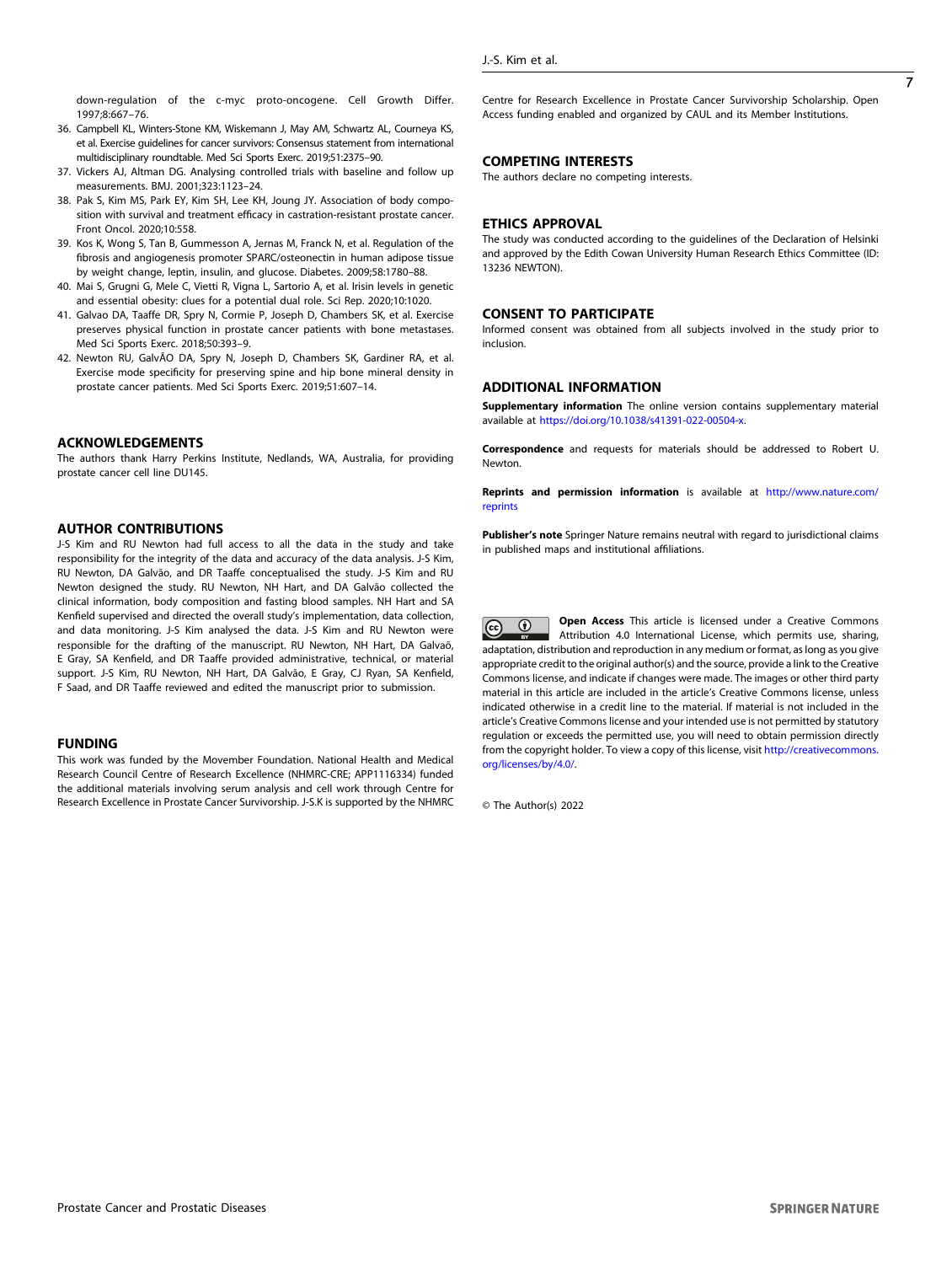down-regulation of the c-myc proto-oncogene. Cell Growth Differ. 1997;8:667–76.

36. Campbell KL, Winters-Stone KM, Wiskemann J, May AM, Schwartz AL, Courneya KS, et al. Exercise guidelines for cancer survivors: Consensus statement from international multidisciplinary roundtable. Med Sci Sports Exerc. 2019;51:2375–90.
37. Vickers AJ, Altman DG. Analysing controlled trials with baseline and follow up measurements. BMJ. 2001;323:1123–24.
38. Pak S, Kim MS, Park EY, Kim SH, Lee KH, Joung JY. Association of body composition with survival and treatment efficacy in castration-resistant prostate cancer. Front Oncol. 2020;10:558.
39. Kos K, Wong S, Tan B, Gummesson A, Jernas M, Franck N, et al. Regulation of the fibrosis and angiogenesis promoter SPARC/osteonectin in human adipose tissue by weight change, leptin, insulin, and glucose. Diabetes. 2009;58:1780–88.
40. Mai S, Grugni G, Mele C, Vietti R, Vigna L, Sartorio A, et al. Irisin levels in genetic and essential obesity: clues for a potential dual role. Sci Rep. 2020;10:1020.
41. Galvao DA, Taaffe DR, Spry N, Cormie P, Joseph D, Chambers SK, et al. Exercise preserves physical function in prostate cancer patients with bone metastases. Med Sci Sports Exerc. 2018;50:393–9.
42. Newton RU, GalvÃO DA, Spry N, Joseph D, Chambers SK, Gardiner RA, et al. Exercise mode specificity for preserving spine and hip bone mineral density in prostate cancer patients. Med Sci Sports Exerc. 2019;51:607–14.

## ACKNOWLEDGEMENTS

The authors thank Harry Perkins Institute, Nedlands, WA, Australia, for providing prostate cancer cell line DU145.

## AUTHOR CONTRIBUTIONS

J-S Kim and RU Newton had full access to all the data in the study and take responsibility for the integrity of the data and accuracy of the data analysis. J-S Kim, RU Newton, DA Galvão, and DR Taaffe conceptualised the study. J-S Kim and RU Newton designed the study. RU Newton, NH Hart, and DA Galvão collected the clinical information, body composition and fasting blood samples. NH Hart and SA Kenfield supervised and directed the overall study's implementation, data collection, and data monitoring. J-S Kim analysed the data. J-S Kim and RU Newton were responsible for the drafting of the manuscript. RU Newton, NH Hart, DA Galvaõ, E Gray, SA Kenfield, and DR Taaffe provided administrative, technical, or material support. J-S Kim, RU Newton, NH Hart, DA Galvão, E Gray, CJ Ryan, SA Kenfield, F Saad, and DR Taaffe reviewed and edited the manuscript prior to submission.

## FUNDING

This work was funded by the Movember Foundation. National Health and Medical Research Council Centre of Research Excellence (NHMRC-CRE; APP1116334) funded the additional materials involving serum analysis and cell work through Centre for Research Excellence in Prostate Cancer Survivorship. J-S.K is supported by the NHMRC Centre for Research Excellence in Prostate Cancer Survivorship Scholarship. Open Access funding enabled and organized by CAUL and its Member Institutions.

## COMPETING INTERESTS

The authors declare no competing interests.

## ETHICS APPROVAL

The study was conducted according to the guidelines of the Declaration of Helsinki and approved by the Edith Cowan University Human Research Ethics Committee (ID: 13236 NEWTON).

## CONSENT TO PARTICIPATE

Informed consent was obtained from all subjects involved in the study prior to inclusion.

## ADDITIONAL INFORMATION

**Supplementary information** The online version contains supplementary material available at https://doi.org/10.1038/s41391-022-00504-x.

**Correspondence** and requests for materials should be addressed to Robert U. Newton.

**Reprints and permission information** is available at http://www.nature.com/reprints

**Publisher's note** Springer Nature remains neutral with regard to jurisdictional claims in published maps and institutional affiliations.

**Open Access** This article is licensed under a Creative Commons Attribution 4.0 International License, which permits use, sharing, adaptation, distribution and reproduction in any medium or format, as long as you give appropriate credit to the original author(s) and the source, provide a link to the Creative Commons license, and indicate if changes were made. The images or other third party material in this article are included in the article's Creative Commons license, unless indicated otherwise in a credit line to the material. If material is not included in the article's Creative Commons license and your intended use is not permitted by statutory regulation or exceeds the permitted use, you will need to obtain permission directly from the copyright holder. To view a copy of this license, visit http://creativecommons.org/licenses/by/4.0/.

© The Author(s) 2022